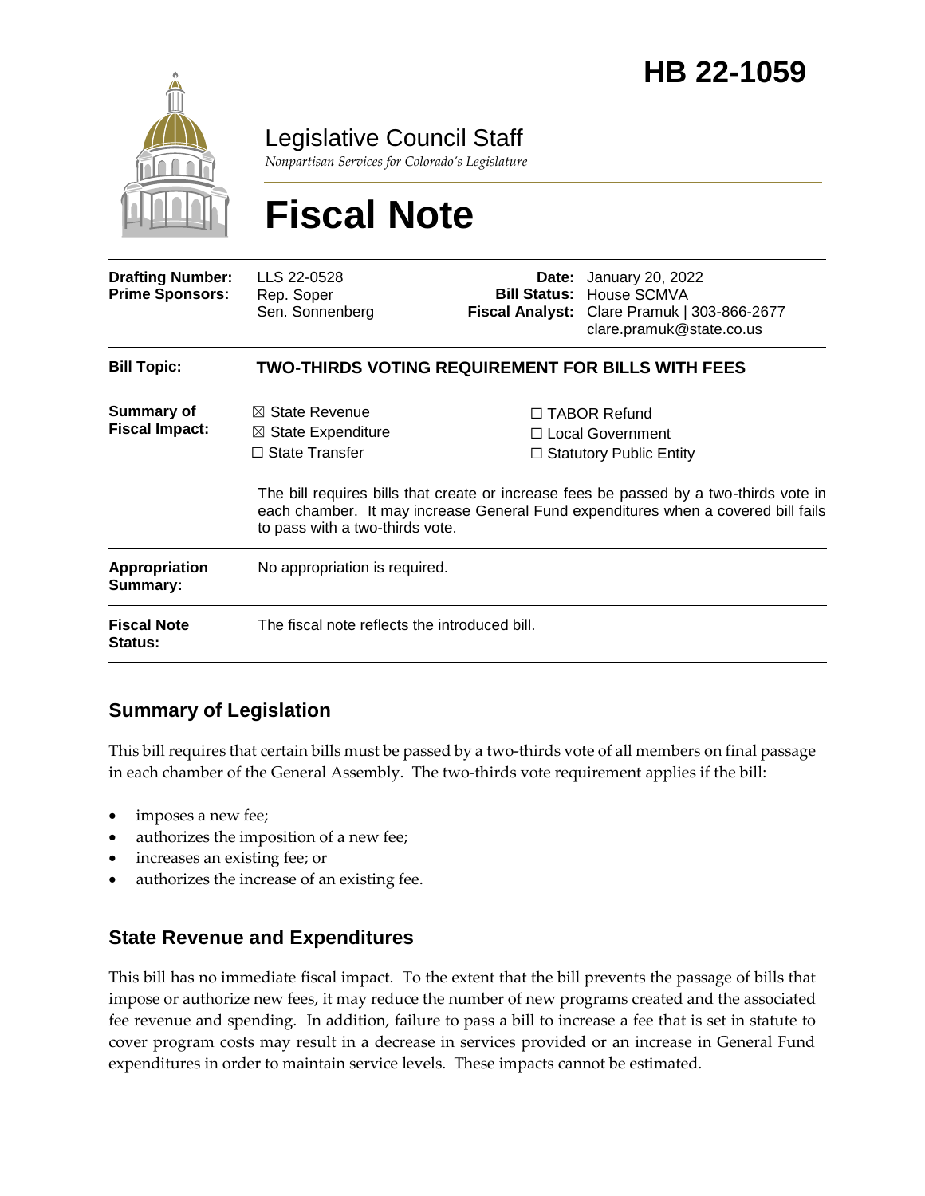# HB 22-1059

Legislative Council Staff

*Nonpartisan Services for Colorado's Legislature*

# Fiscal Note

| | | | |
|---|---|---|---|
| **Drafting Number:** | LLS 22-0528 | **Date:** | January 20, 2022 |
| **Prime Sponsors:** | Rep. Soper<br>Sen. Sonnenberg | **Bill Status:** | House SCMVA |
| | | **Fiscal Analyst:** | Clare Pramuk \| 303-866-2677<br>clare.pramuk@state.co.us |

| | |
|---|---|
| **Bill Topic:** | **TWO-THIRDS VOTING REQUIREMENT FOR BILLS WITH FEES** |
| **Summary of Fiscal Impact:** | ☒ State Revenue<br>☒ State Expenditure<br>☐ State Transfer<br>☐ TABOR Refund<br>☐ Local Government<br>☐ Statutory Public Entity<br><br>The bill requires bills that create or increase fees be passed by a two-thirds vote in each chamber. It may increase General Fund expenditures when a covered bill fails to pass with a two-thirds vote. |
| **Appropriation Summary:** | No appropriation is required. |
| **Fiscal Note Status:** | The fiscal note reflects the introduced bill. |

## Summary of Legislation

This bill requires that certain bills must be passed by a two-thirds vote of all members on final passage in each chamber of the General Assembly. The two-thirds vote requirement applies if the bill:

- imposes a new fee;
- authorizes the imposition of a new fee;
- increases an existing fee; or
- authorizes the increase of an existing fee.

## State Revenue and Expenditures

This bill has no immediate fiscal impact. To the extent that the bill prevents the passage of bills that impose or authorize new fees, it may reduce the number of new programs created and the associated fee revenue and spending. In addition, failure to pass a bill to increase a fee that is set in statute to cover program costs may result in a decrease in services provided or an increase in General Fund expenditures in order to maintain service levels. These impacts cannot be estimated.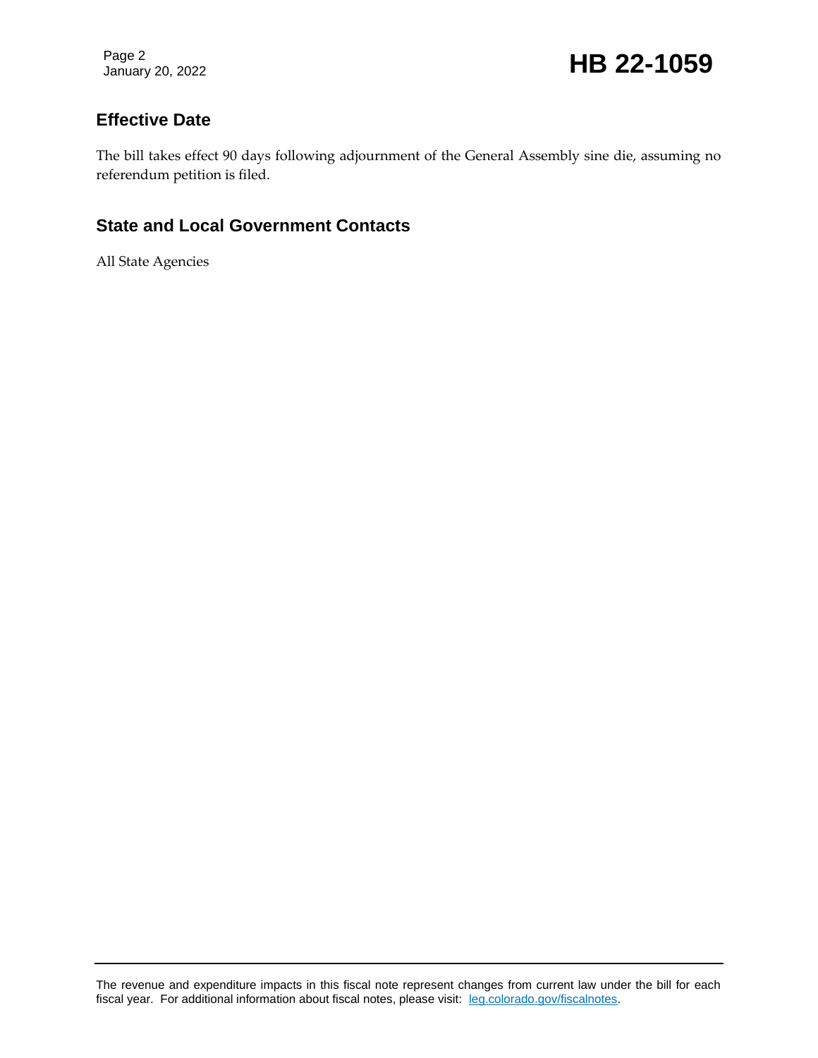## Effective Date

The bill takes effect 90 days following adjournment of the General Assembly sine die, assuming no referendum petition is filed.

## State and Local Government Contacts

All State Agencies

The revenue and expenditure impacts in this fiscal note represent changes from current law under the bill for each fiscal year. For additional information about fiscal notes, please visit: leg.colorado.gov/fiscalnotes.